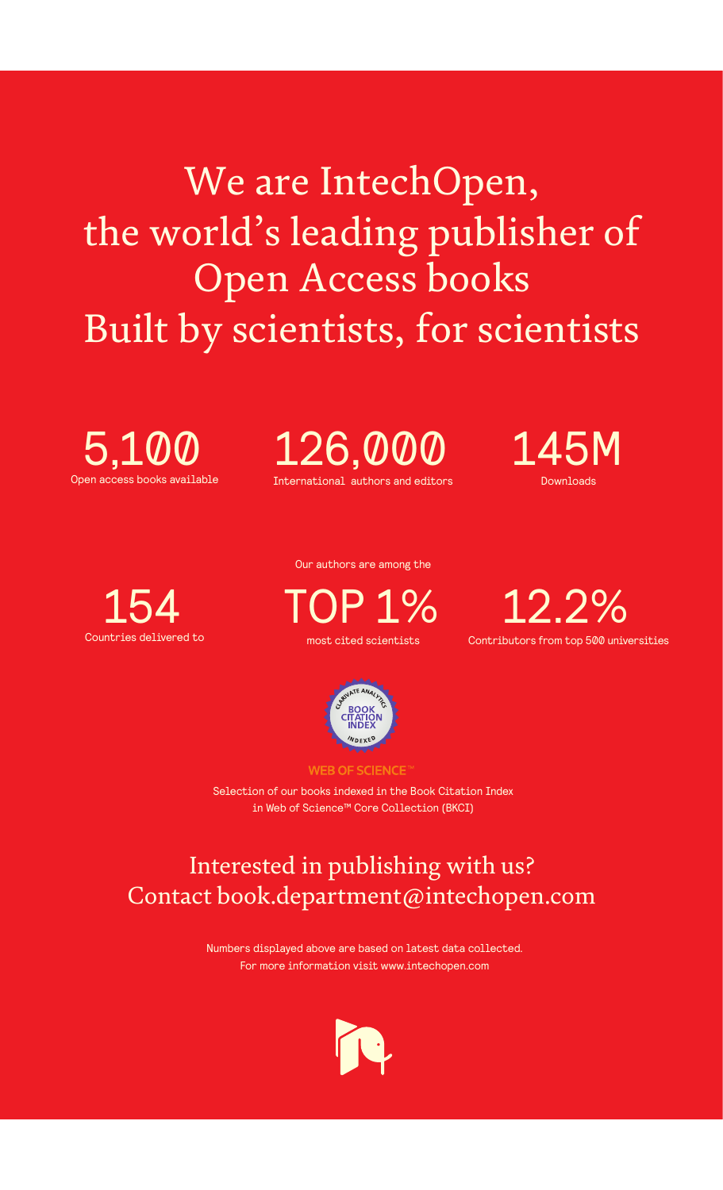# We are IntechOpen, the world's leading publisher of Open Access books
## Built by scientists, for scientists

**5,100**
Open access books available

**126,000**
International authors and editors

**145M**
Downloads

**154**
Countries delivered to

Our authors are among the

**TOP 1%**
most cited scientists

**12.2%**
Contributors from top 500 universities

BOOK CITATION INDEX
INDEXED

WEB OF SCIENCE™

Selection of our books indexed in the Book Citation Index in Web of Science™ Core Collection (BKCI)

## Interested in publishing with us?
## Contact book.department@intechopen.com

Numbers displayed above are based on latest data collected.
For more information visit www.intechopen.com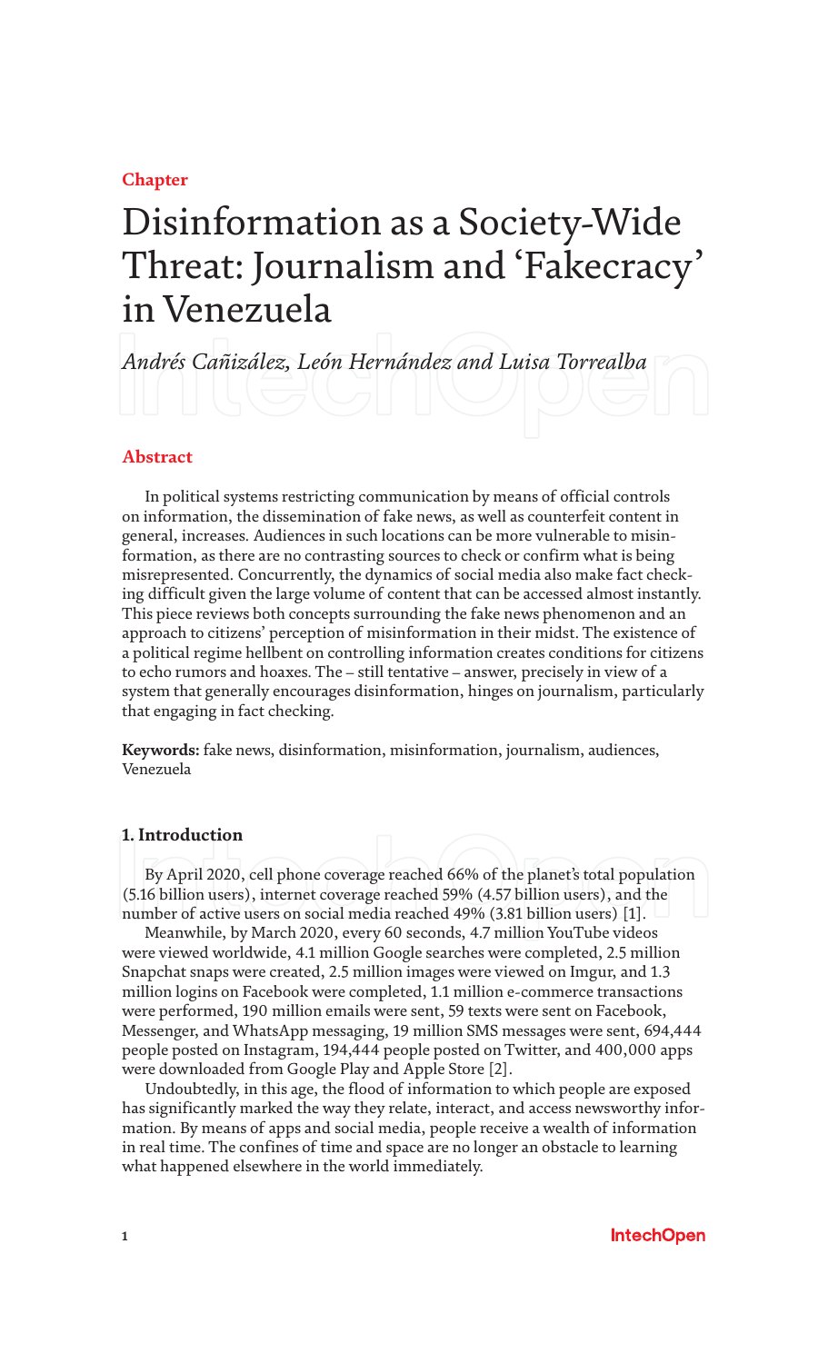Chapter

# Disinformation as a Society-Wide Threat: Journalism and 'Fakecracy' in Venezuela

*Andrés Cañizález, León Hernández and Luisa Torrealba*

## Abstract

In political systems restricting communication by means of official controls on information, the dissemination of fake news, as well as counterfeit content in general, increases. Audiences in such locations can be more vulnerable to misinformation, as there are no contrasting sources to check or confirm what is being misrepresented. Concurrently, the dynamics of social media also make fact checking difficult given the large volume of content that can be accessed almost instantly. This piece reviews both concepts surrounding the fake news phenomenon and an approach to citizens' perception of misinformation in their midst. The existence of a political regime hellbent on controlling information creates conditions for citizens to echo rumors and hoaxes. The – still tentative – answer, precisely in view of a system that generally encourages disinformation, hinges on journalism, particularly that engaging in fact checking.

**Keywords:** fake news, disinformation, misinformation, journalism, audiences, Venezuela

## 1. Introduction

By April 2020, cell phone coverage reached 66% of the planet's total population (5.16 billion users), internet coverage reached 59% (4.57 billion users), and the number of active users on social media reached 49% (3.81 billion users) [1].

Meanwhile, by March 2020, every 60 seconds, 4.7 million YouTube videos were viewed worldwide, 4.1 million Google searches were completed, 2.5 million Snapchat snaps were created, 2.5 million images were viewed on Imgur, and 1.3 million logins on Facebook were completed, 1.1 million e-commerce transactions were performed, 190 million emails were sent, 59 texts were sent on Facebook, Messenger, and WhatsApp messaging, 19 million SMS messages were sent, 694,444 people posted on Instagram, 194,444 people posted on Twitter, and 400,000 apps were downloaded from Google Play and Apple Store [2].

Undoubtedly, in this age, the flood of information to which people are exposed has significantly marked the way they relate, interact, and access newsworthy information. By means of apps and social media, people receive a wealth of information in real time. The confines of time and space are no longer an obstacle to learning what happened elsewhere in the world immediately.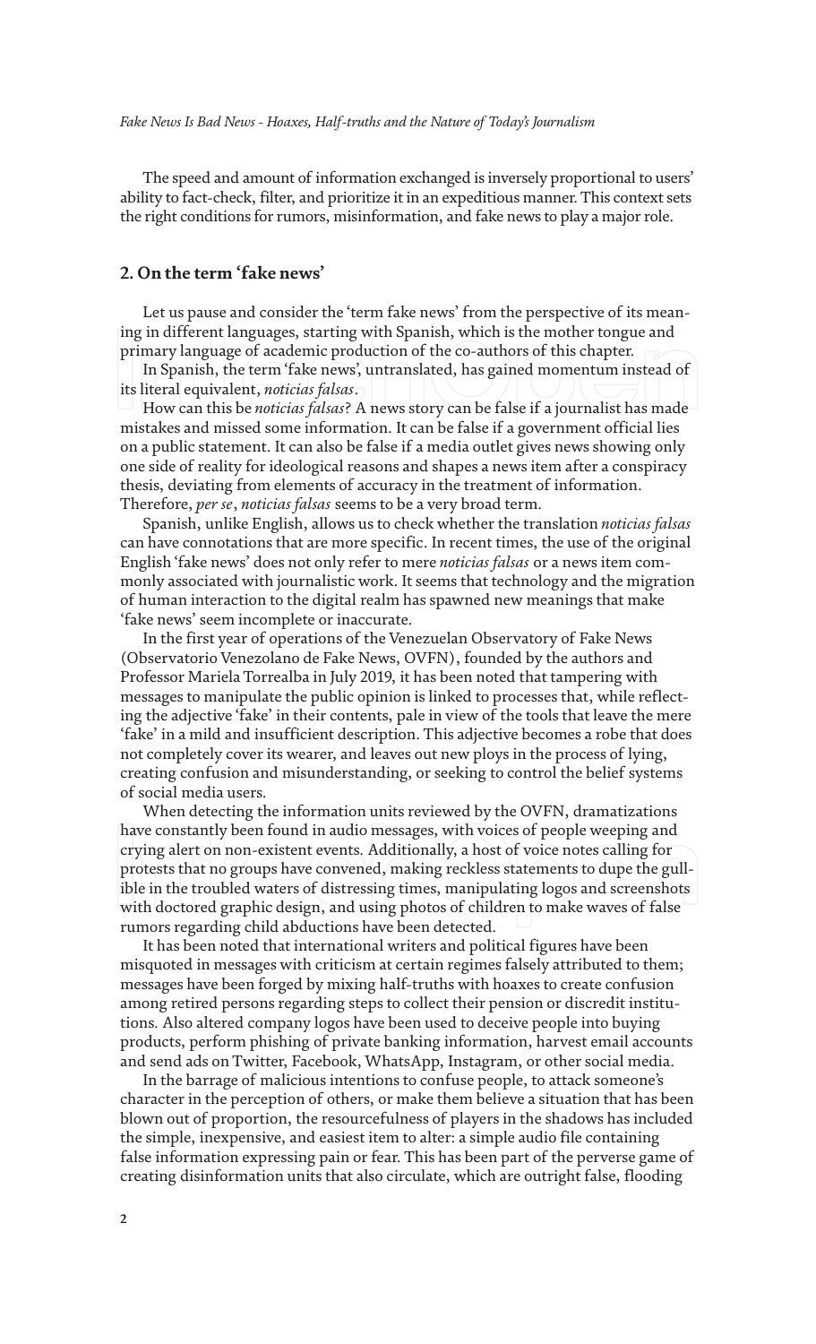The speed and amount of information exchanged is inversely proportional to users' ability to fact-check, filter, and prioritize it in an expeditious manner. This context sets the right conditions for rumors, misinformation, and fake news to play a major role.

## 2. On the term 'fake news'

Let us pause and consider the 'term fake news' from the perspective of its meaning in different languages, starting with Spanish, which is the mother tongue and primary language of academic production of the co-authors of this chapter.

In Spanish, the term 'fake news', untranslated, has gained momentum instead of its literal equivalent, *noticias falsas*.

How can this be *noticias falsas*? A news story can be false if a journalist has made mistakes and missed some information. It can be false if a government official lies on a public statement. It can also be false if a media outlet gives news showing only one side of reality for ideological reasons and shapes a news item after a conspiracy thesis, deviating from elements of accuracy in the treatment of information. Therefore, *per se*, *noticias falsas* seems to be a very broad term.

Spanish, unlike English, allows us to check whether the translation *noticias falsas* can have connotations that are more specific. In recent times, the use of the original English 'fake news' does not only refer to mere *noticias falsas* or a news item commonly associated with journalistic work. It seems that technology and the migration of human interaction to the digital realm has spawned new meanings that make 'fake news' seem incomplete or inaccurate.

In the first year of operations of the Venezuelan Observatory of Fake News (Observatorio Venezolano de Fake News, OVFN), founded by the authors and Professor Mariela Torrealba in July 2019, it has been noted that tampering with messages to manipulate the public opinion is linked to processes that, while reflecting the adjective 'fake' in their contents, pale in view of the tools that leave the mere 'fake' in a mild and insufficient description. This adjective becomes a robe that does not completely cover its wearer, and leaves out new ploys in the process of lying, creating confusion and misunderstanding, or seeking to control the belief systems of social media users.

When detecting the information units reviewed by the OVFN, dramatizations have constantly been found in audio messages, with voices of people weeping and crying alert on non-existent events. Additionally, a host of voice notes calling for protests that no groups have convened, making reckless statements to dupe the gullible in the troubled waters of distressing times, manipulating logos and screenshots with doctored graphic design, and using photos of children to make waves of false rumors regarding child abductions have been detected.

It has been noted that international writers and political figures have been misquoted in messages with criticism at certain regimes falsely attributed to them; messages have been forged by mixing half-truths with hoaxes to create confusion among retired persons regarding steps to collect their pension or discredit institutions. Also altered company logos have been used to deceive people into buying products, perform phishing of private banking information, harvest email accounts and send ads on Twitter, Facebook, WhatsApp, Instagram, or other social media.

In the barrage of malicious intentions to confuse people, to attack someone's character in the perception of others, or make them believe a situation that has been blown out of proportion, the resourcefulness of players in the shadows has included the simple, inexpensive, and easiest item to alter: a simple audio file containing false information expressing pain or fear. This has been part of the perverse game of creating disinformation units that also circulate, which are outright false, flooding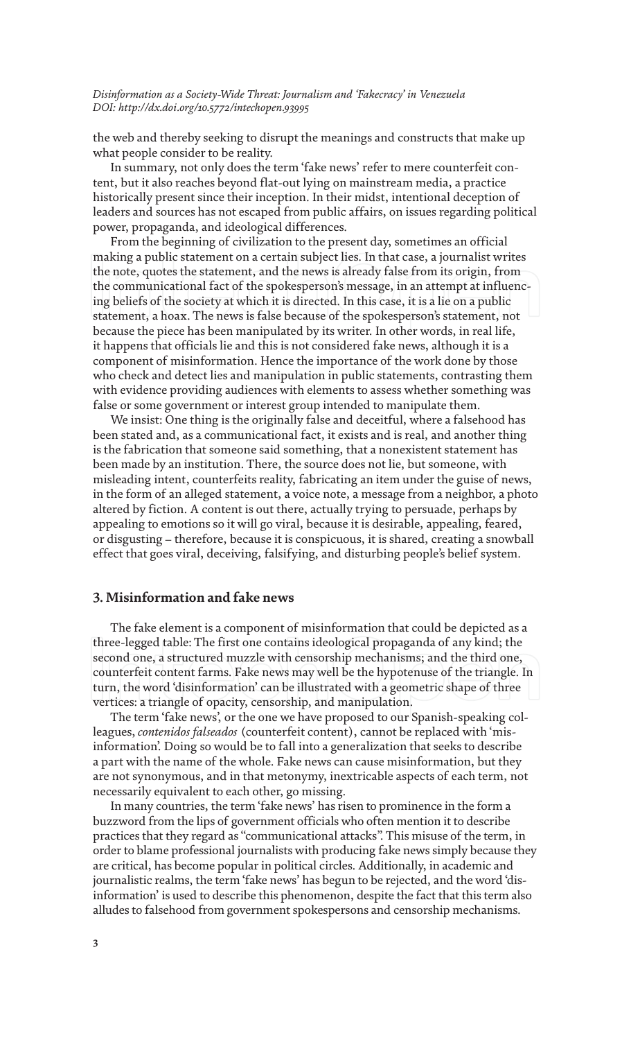the web and thereby seeking to disrupt the meanings and constructs that make up what people consider to be reality.

In summary, not only does the term 'fake news' refer to mere counterfeit content, but it also reaches beyond flat-out lying on mainstream media, a practice historically present since their inception. In their midst, intentional deception of leaders and sources has not escaped from public affairs, on issues regarding political power, propaganda, and ideological differences.

From the beginning of civilization to the present day, sometimes an official making a public statement on a certain subject lies. In that case, a journalist writes the note, quotes the statement, and the news is already false from its origin, from the communicational fact of the spokesperson's message, in an attempt at influencing beliefs of the society at which it is directed. In this case, it is a lie on a public statement, a hoax. The news is false because of the spokesperson's statement, not because the piece has been manipulated by its writer. In other words, in real life, it happens that officials lie and this is not considered fake news, although it is a component of misinformation. Hence the importance of the work done by those who check and detect lies and manipulation in public statements, contrasting them with evidence providing audiences with elements to assess whether something was false or some government or interest group intended to manipulate them.

We insist: One thing is the originally false and deceitful, where a falsehood has been stated and, as a communicational fact, it exists and is real, and another thing is the fabrication that someone said something, that a nonexistent statement has been made by an institution. There, the source does not lie, but someone, with misleading intent, counterfeits reality, fabricating an item under the guise of news, in the form of an alleged statement, a voice note, a message from a neighbor, a photo altered by fiction. A content is out there, actually trying to persuade, perhaps by appealing to emotions so it will go viral, because it is desirable, appealing, feared, or disgusting – therefore, because it is conspicuous, it is shared, creating a snowball effect that goes viral, deceiving, falsifying, and disturbing people's belief system.

## 3. Misinformation and fake news

The fake element is a component of misinformation that could be depicted as a three-legged table: The first one contains ideological propaganda of any kind; the second one, a structured muzzle with censorship mechanisms; and the third one, counterfeit content farms. Fake news may well be the hypotenuse of the triangle. In turn, the word 'disinformation' can be illustrated with a geometric shape of three vertices: a triangle of opacity, censorship, and manipulation.

The term 'fake news', or the one we have proposed to our Spanish-speaking colleagues, *contenidos falseados* (counterfeit content), cannot be replaced with 'misinformation'. Doing so would be to fall into a generalization that seeks to describe a part with the name of the whole. Fake news can cause misinformation, but they are not synonymous, and in that metonymy, inextricable aspects of each term, not necessarily equivalent to each other, go missing.

In many countries, the term 'fake news' has risen to prominence in the form a buzzword from the lips of government officials who often mention it to describe practices that they regard as "communicational attacks". This misuse of the term, in order to blame professional journalists with producing fake news simply because they are critical, has become popular in political circles. Additionally, in academic and journalistic realms, the term 'fake news' has begun to be rejected, and the word 'disinformation' is used to describe this phenomenon, despite the fact that this term also alludes to falsehood from government spokespersons and censorship mechanisms.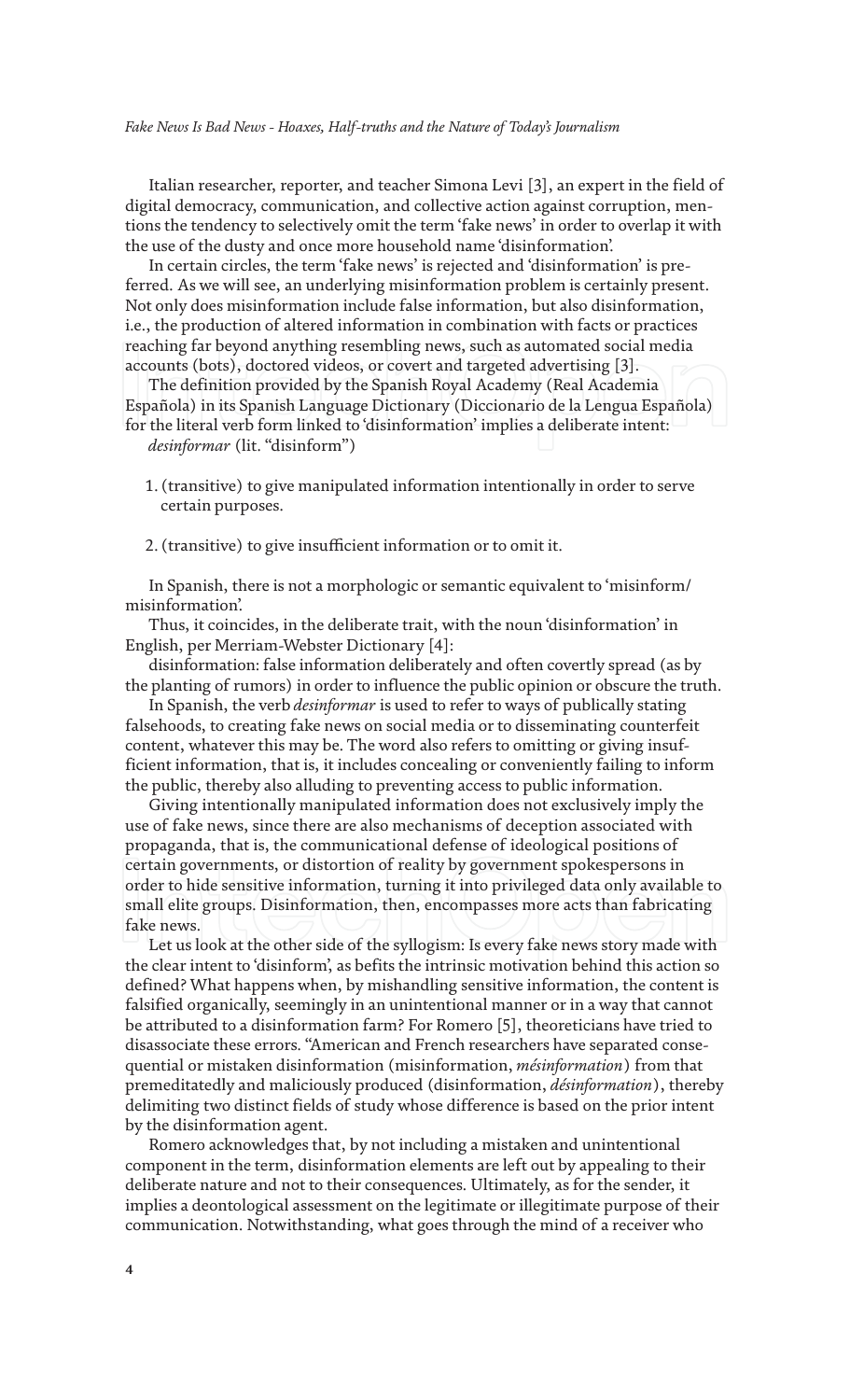Italian researcher, reporter, and teacher Simona Levi [3], an expert in the field of digital democracy, communication, and collective action against corruption, mentions the tendency to selectively omit the term 'fake news' in order to overlap it with the use of the dusty and once more household name 'disinformation'.

In certain circles, the term 'fake news' is rejected and 'disinformation' is preferred. As we will see, an underlying misinformation problem is certainly present. Not only does misinformation include false information, but also disinformation, i.e., the production of altered information in combination with facts or practices reaching far beyond anything resembling news, such as automated social media accounts (bots), doctored videos, or covert and targeted advertising [3].

The definition provided by the Spanish Royal Academy (Real Academia Española) in its Spanish Language Dictionary (Diccionario de la Lengua Española) for the literal verb form linked to 'disinformation' implies a deliberate intent:

*desinformar* (lit. "disinform")

1. (transitive) to give manipulated information intentionally in order to serve certain purposes.

2. (transitive) to give insufficient information or to omit it.

In Spanish, there is not a morphologic or semantic equivalent to 'misinform/misinformation'.

Thus, it coincides, in the deliberate trait, with the noun 'disinformation' in English, per Merriam-Webster Dictionary [4]:

disinformation: false information deliberately and often covertly spread (as by the planting of rumors) in order to influence the public opinion or obscure the truth.

In Spanish, the verb *desinformar* is used to refer to ways of publically stating falsehoods, to creating fake news on social media or to disseminating counterfeit content, whatever this may be. The word also refers to omitting or giving insufficient information, that is, it includes concealing or conveniently failing to inform the public, thereby also alluding to preventing access to public information.

Giving intentionally manipulated information does not exclusively imply the use of fake news, since there are also mechanisms of deception associated with propaganda, that is, the communicational defense of ideological positions of certain governments, or distortion of reality by government spokespersons in order to hide sensitive information, turning it into privileged data only available to small elite groups. Disinformation, then, encompasses more acts than fabricating fake news.

Let us look at the other side of the syllogism: Is every fake news story made with the clear intent to 'disinform', as befits the intrinsic motivation behind this action so defined? What happens when, by mishandling sensitive information, the content is falsified organically, seemingly in an unintentional manner or in a way that cannot be attributed to a disinformation farm? For Romero [5], theoreticians have tried to disassociate these errors. "American and French researchers have separated consequential or mistaken disinformation (misinformation, *mésinformation*) from that premeditatedly and maliciously produced (disinformation, *désinformation*), thereby delimiting two distinct fields of study whose difference is based on the prior intent by the disinformation agent.

Romero acknowledges that, by not including a mistaken and unintentional component in the term, disinformation elements are left out by appealing to their deliberate nature and not to their consequences. Ultimately, as for the sender, it implies a deontological assessment on the legitimate or illegitimate purpose of their communication. Notwithstanding, what goes through the mind of a receiver who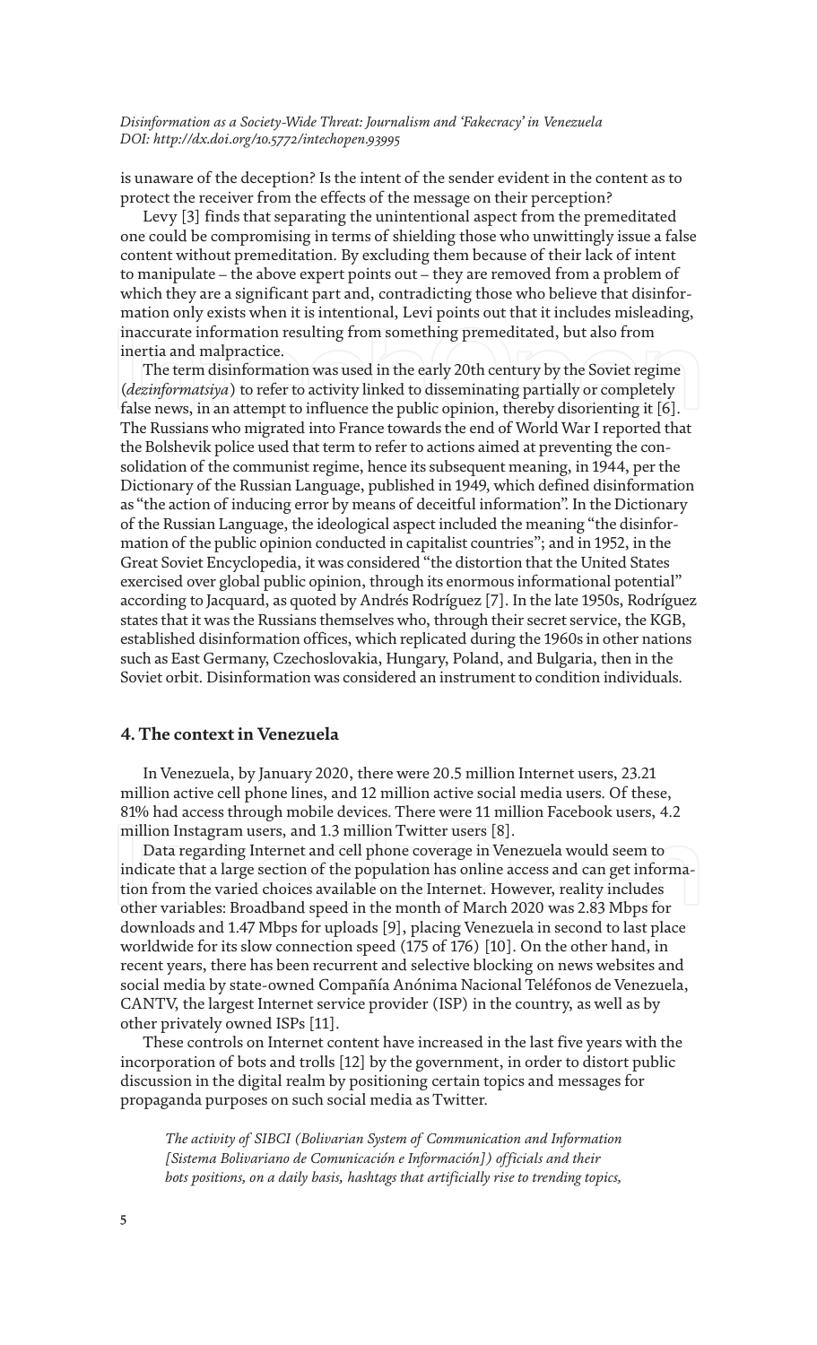is unaware of the deception? Is the intent of the sender evident in the content as to protect the receiver from the effects of the message on their perception?

Levy [3] finds that separating the unintentional aspect from the premeditated one could be compromising in terms of shielding those who unwittingly issue a false content without premeditation. By excluding them because of their lack of intent to manipulate – the above expert points out – they are removed from a problem of which they are a significant part and, contradicting those who believe that disinformation only exists when it is intentional, Levi points out that it includes misleading, inaccurate information resulting from something premeditated, but also from inertia and malpractice.

The term disinformation was used in the early 20th century by the Soviet regime (*dezinformatsiya*) to refer to activity linked to disseminating partially or completely false news, in an attempt to influence the public opinion, thereby disorienting it [6]. The Russians who migrated into France towards the end of World War I reported that the Bolshevik police used that term to refer to actions aimed at preventing the consolidation of the communist regime, hence its subsequent meaning, in 1944, per the Dictionary of the Russian Language, published in 1949, which defined disinformation as "the action of inducing error by means of deceitful information". In the Dictionary of the Russian Language, the ideological aspect included the meaning "the disinformation of the public opinion conducted in capitalist countries"; and in 1952, in the Great Soviet Encyclopedia, it was considered "the distortion that the United States exercised over global public opinion, through its enormous informational potential" according to Jacquard, as quoted by Andrés Rodríguez [7]. In the late 1950s, Rodríguez states that it was the Russians themselves who, through their secret service, the KGB, established disinformation offices, which replicated during the 1960s in other nations such as East Germany, Czechoslovakia, Hungary, Poland, and Bulgaria, then in the Soviet orbit. Disinformation was considered an instrument to condition individuals.

## 4. The context in Venezuela

In Venezuela, by January 2020, there were 20.5 million Internet users, 23.21 million active cell phone lines, and 12 million active social media users. Of these, 81% had access through mobile devices. There were 11 million Facebook users, 4.2 million Instagram users, and 1.3 million Twitter users [8].

Data regarding Internet and cell phone coverage in Venezuela would seem to indicate that a large section of the population has online access and can get information from the varied choices available on the Internet. However, reality includes other variables: Broadband speed in the month of March 2020 was 2.83 Mbps for downloads and 1.47 Mbps for uploads [9], placing Venezuela in second to last place worldwide for its slow connection speed (175 of 176) [10]. On the other hand, in recent years, there has been recurrent and selective blocking on news websites and social media by state-owned Compañía Anónima Nacional Teléfonos de Venezuela, CANTV, the largest Internet service provider (ISP) in the country, as well as by other privately owned ISPs [11].

These controls on Internet content have increased in the last five years with the incorporation of bots and trolls [12] by the government, in order to distort public discussion in the digital realm by positioning certain topics and messages for propaganda purposes on such social media as Twitter.

> *The activity of SIBCI (Bolivarian System of Communication and Information [Sistema Bolivariano de Comunicación e Información]) officials and their bots positions, on a daily basis, hashtags that artificially rise to trending topics,*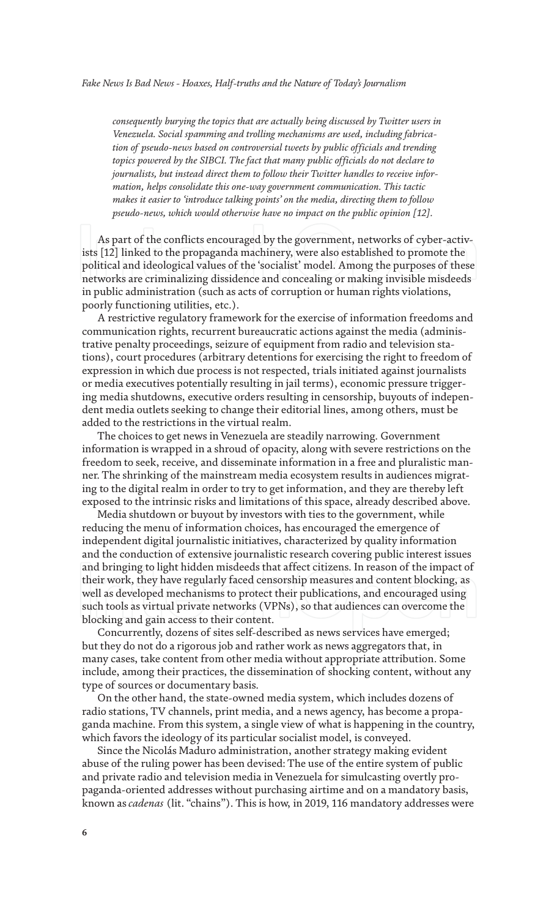*consequently burying the topics that are actually being discussed by Twitter users in Venezuela. Social spamming and trolling mechanisms are used, including fabrication of pseudo-news based on controversial tweets by public officials and trending topics powered by the SIBCI. The fact that many public officials do not declare to journalists, but instead direct them to follow their Twitter handles to receive information, helps consolidate this one-way government communication. This tactic makes it easier to 'introduce talking points' on the media, directing them to follow pseudo-news, which would otherwise have no impact on the public opinion [12].*

As part of the conflicts encouraged by the government, networks of cyber-activists [12] linked to the propaganda machinery, were also established to promote the political and ideological values of the 'socialist' model. Among the purposes of these networks are criminalizing dissidence and concealing or making invisible misdeeds in public administration (such as acts of corruption or human rights violations, poorly functioning utilities, etc.).

A restrictive regulatory framework for the exercise of information freedoms and communication rights, recurrent bureaucratic actions against the media (administrative penalty proceedings, seizure of equipment from radio and television stations), court procedures (arbitrary detentions for exercising the right to freedom of expression in which due process is not respected, trials initiated against journalists or media executives potentially resulting in jail terms), economic pressure triggering media shutdowns, executive orders resulting in censorship, buyouts of independent media outlets seeking to change their editorial lines, among others, must be added to the restrictions in the virtual realm.

The choices to get news in Venezuela are steadily narrowing. Government information is wrapped in a shroud of opacity, along with severe restrictions on the freedom to seek, receive, and disseminate information in a free and pluralistic manner. The shrinking of the mainstream media ecosystem results in audiences migrating to the digital realm in order to try to get information, and they are thereby left exposed to the intrinsic risks and limitations of this space, already described above.

Media shutdown or buyout by investors with ties to the government, while reducing the menu of information choices, has encouraged the emergence of independent digital journalistic initiatives, characterized by quality information and the conduction of extensive journalistic research covering public interest issues and bringing to light hidden misdeeds that affect citizens. In reason of the impact of their work, they have regularly faced censorship measures and content blocking, as well as developed mechanisms to protect their publications, and encouraged using such tools as virtual private networks (VPNs), so that audiences can overcome the blocking and gain access to their content.

Concurrently, dozens of sites self-described as news services have emerged; but they do not do a rigorous job and rather work as news aggregators that, in many cases, take content from other media without appropriate attribution. Some include, among their practices, the dissemination of shocking content, without any type of sources or documentary basis.

On the other hand, the state-owned media system, which includes dozens of radio stations, TV channels, print media, and a news agency, has become a propaganda machine. From this system, a single view of what is happening in the country, which favors the ideology of its particular socialist model, is conveyed.

Since the Nicolás Maduro administration, another strategy making evident abuse of the ruling power has been devised: The use of the entire system of public and private radio and television media in Venezuela for simulcasting overtly propaganda-oriented addresses without purchasing airtime and on a mandatory basis, known as *cadenas* (lit. "chains"). This is how, in 2019, 116 mandatory addresses were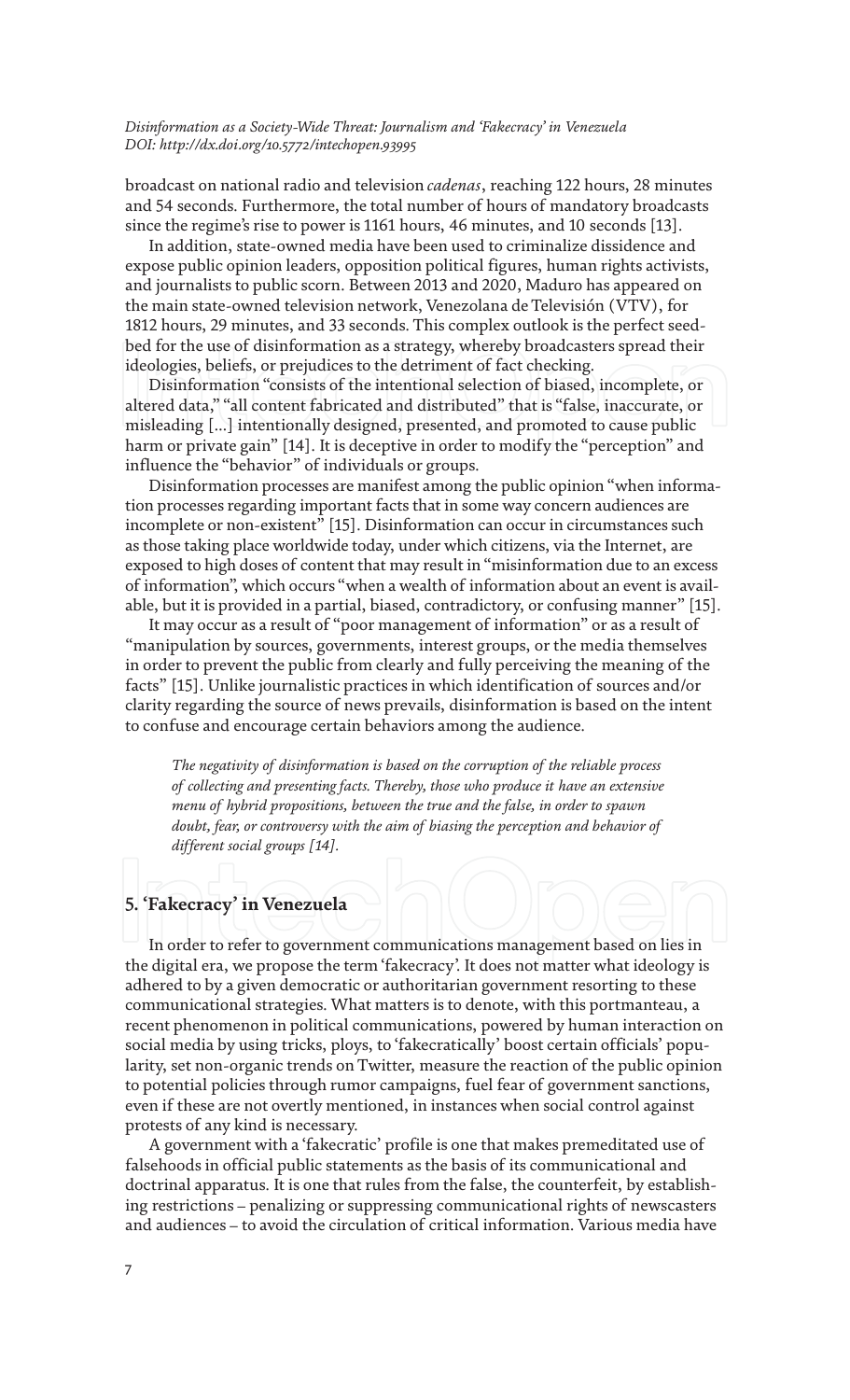broadcast on national radio and television *cadenas*, reaching 122 hours, 28 minutes and 54 seconds. Furthermore, the total number of hours of mandatory broadcasts since the regime's rise to power is 1161 hours, 46 minutes, and 10 seconds [13].

In addition, state-owned media have been used to criminalize dissidence and expose public opinion leaders, opposition political figures, human rights activists, and journalists to public scorn. Between 2013 and 2020, Maduro has appeared on the main state-owned television network, Venezolana de Televisión (VTV), for 1812 hours, 29 minutes, and 33 seconds. This complex outlook is the perfect seedbed for the use of disinformation as a strategy, whereby broadcasters spread their ideologies, beliefs, or prejudices to the detriment of fact checking.

Disinformation "consists of the intentional selection of biased, incomplete, or altered data," "all content fabricated and distributed" that is "false, inaccurate, or misleading [...] intentionally designed, presented, and promoted to cause public harm or private gain" [14]. It is deceptive in order to modify the "perception" and influence the "behavior" of individuals or groups.

Disinformation processes are manifest among the public opinion "when information processes regarding important facts that in some way concern audiences are incomplete or non-existent" [15]. Disinformation can occur in circumstances such as those taking place worldwide today, under which citizens, via the Internet, are exposed to high doses of content that may result in "misinformation due to an excess of information", which occurs "when a wealth of information about an event is available, but it is provided in a partial, biased, contradictory, or confusing manner" [15].

It may occur as a result of "poor management of information" or as a result of "manipulation by sources, governments, interest groups, or the media themselves in order to prevent the public from clearly and fully perceiving the meaning of the facts" [15]. Unlike journalistic practices in which identification of sources and/or clarity regarding the source of news prevails, disinformation is based on the intent to confuse and encourage certain behaviors among the audience.

> *The negativity of disinformation is based on the corruption of the reliable process of collecting and presenting facts. Thereby, those who produce it have an extensive menu of hybrid propositions, between the true and the false, in order to spawn doubt, fear, or controversy with the aim of biasing the perception and behavior of different social groups [14].*

## 5. 'Fakecracy' in Venezuela

In order to refer to government communications management based on lies in the digital era, we propose the term 'fakecracy'. It does not matter what ideology is adhered to by a given democratic or authoritarian government resorting to these communicational strategies. What matters is to denote, with this portmanteau, a recent phenomenon in political communications, powered by human interaction on social media by using tricks, ploys, to 'fakecratically' boost certain officials' popularity, set non-organic trends on Twitter, measure the reaction of the public opinion to potential policies through rumor campaigns, fuel fear of government sanctions, even if these are not overtly mentioned, in instances when social control against protests of any kind is necessary.

A government with a 'fakecratic' profile is one that makes premeditated use of falsehoods in official public statements as the basis of its communicational and doctrinal apparatus. It is one that rules from the false, the counterfeit, by establishing restrictions – penalizing or suppressing communicational rights of newscasters and audiences – to avoid the circulation of critical information. Various media have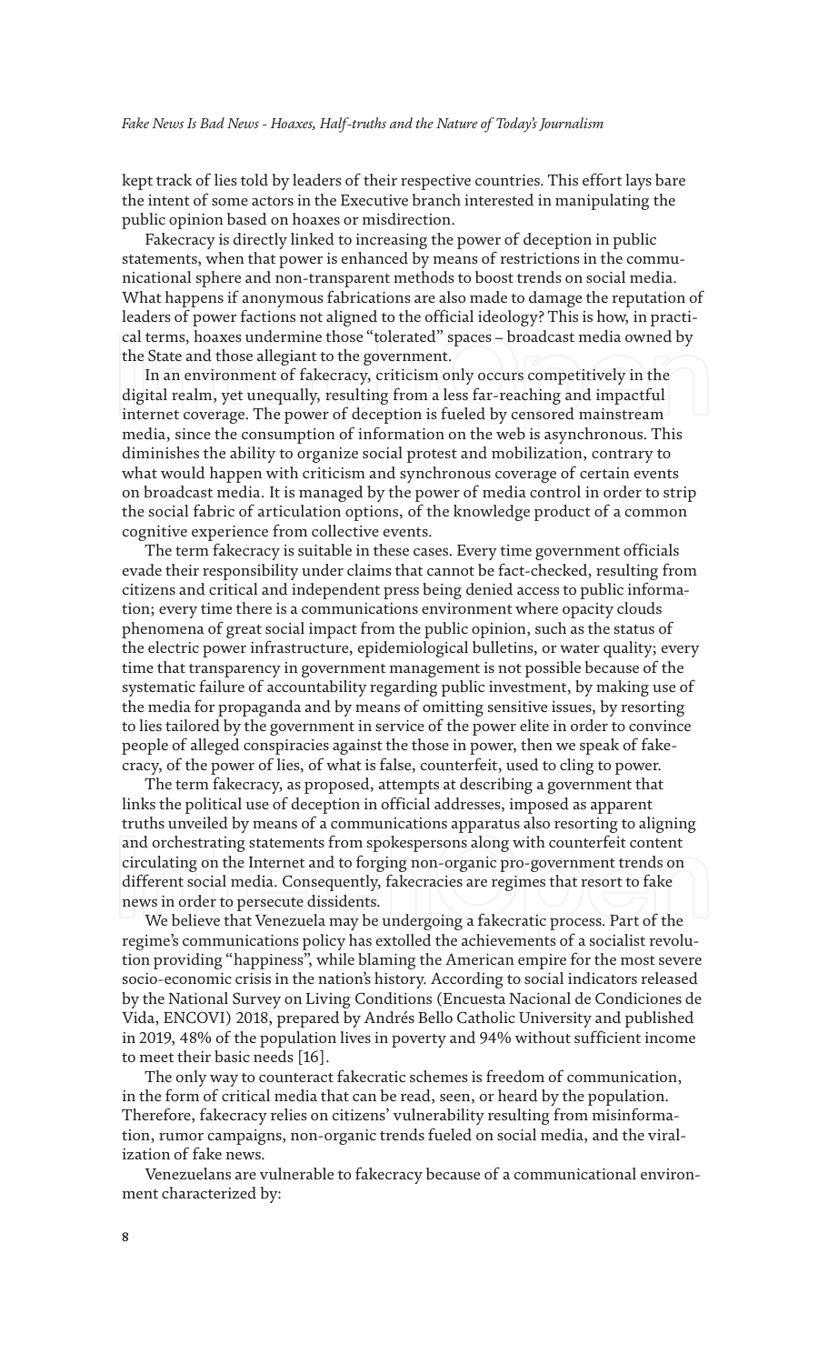kept track of lies told by leaders of their respective countries. This effort lays bare the intent of some actors in the Executive branch interested in manipulating the public opinion based on hoaxes or misdirection.

Fakecracy is directly linked to increasing the power of deception in public statements, when that power is enhanced by means of restrictions in the communicational sphere and non-transparent methods to boost trends on social media. What happens if anonymous fabrications are also made to damage the reputation of leaders of power factions not aligned to the official ideology? This is how, in practical terms, hoaxes undermine those "tolerated" spaces – broadcast media owned by the State and those allegiant to the government.

In an environment of fakecracy, criticism only occurs competitively in the digital realm, yet unequally, resulting from a less far-reaching and impactful internet coverage. The power of deception is fueled by censored mainstream media, since the consumption of information on the web is asynchronous. This diminishes the ability to organize social protest and mobilization, contrary to what would happen with criticism and synchronous coverage of certain events on broadcast media. It is managed by the power of media control in order to strip the social fabric of articulation options, of the knowledge product of a common cognitive experience from collective events.

The term fakecracy is suitable in these cases. Every time government officials evade their responsibility under claims that cannot be fact-checked, resulting from citizens and critical and independent press being denied access to public information; every time there is a communications environment where opacity clouds phenomena of great social impact from the public opinion, such as the status of the electric power infrastructure, epidemiological bulletins, or water quality; every time that transparency in government management is not possible because of the systematic failure of accountability regarding public investment, by making use of the media for propaganda and by means of omitting sensitive issues, by resorting to lies tailored by the government in service of the power elite in order to convince people of alleged conspiracies against the those in power, then we speak of fakecracy, of the power of lies, of what is false, counterfeit, used to cling to power.

The term fakecracy, as proposed, attempts at describing a government that links the political use of deception in official addresses, imposed as apparent truths unveiled by means of a communications apparatus also resorting to aligning and orchestrating statements from spokespersons along with counterfeit content circulating on the Internet and to forging non-organic pro-government trends on different social media. Consequently, fakecracies are regimes that resort to fake news in order to persecute dissidents.

We believe that Venezuela may be undergoing a fakecratic process. Part of the regime's communications policy has extolled the achievements of a socialist revolution providing "happiness", while blaming the American empire for the most severe socio-economic crisis in the nation's history. According to social indicators released by the National Survey on Living Conditions (Encuesta Nacional de Condiciones de Vida, ENCOVI) 2018, prepared by Andrés Bello Catholic University and published in 2019, 48% of the population lives in poverty and 94% without sufficient income to meet their basic needs [16].

The only way to counteract fakecratic schemes is freedom of communication, in the form of critical media that can be read, seen, or heard by the population. Therefore, fakecracy relies on citizens' vulnerability resulting from misinformation, rumor campaigns, non-organic trends fueled on social media, and the viralization of fake news.

Venezuelans are vulnerable to fakecracy because of a communicational environment characterized by: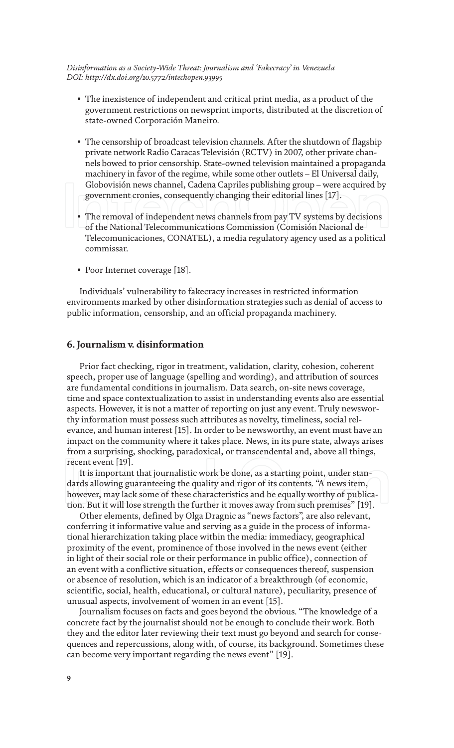- The inexistence of independent and critical print media, as a product of the government restrictions on newsprint imports, distributed at the discretion of state-owned Corporación Maneiro.
- The censorship of broadcast television channels. After the shutdown of flagship private network Radio Caracas Televisión (RCTV) in 2007, other private channels bowed to prior censorship. State-owned television maintained a propaganda machinery in favor of the regime, while some other outlets – El Universal daily, Globovisión news channel, Cadena Capriles publishing group – were acquired by government cronies, consequently changing their editorial lines [17].
- The removal of independent news channels from pay TV systems by decisions of the National Telecommunications Commission (Comisión Nacional de Telecomunicaciones, CONATEL), a media regulatory agency used as a political commissar.
- Poor Internet coverage [18].

Individuals' vulnerability to fakecracy increases in restricted information environments marked by other disinformation strategies such as denial of access to public information, censorship, and an official propaganda machinery.

## 6. Journalism v. disinformation

Prior fact checking, rigor in treatment, validation, clarity, cohesion, coherent speech, proper use of language (spelling and wording), and attribution of sources are fundamental conditions in journalism. Data search, on-site news coverage, time and space contextualization to assist in understanding events also are essential aspects. However, it is not a matter of reporting on just any event. Truly newsworthy information must possess such attributes as novelty, timeliness, social relevance, and human interest [15]. In order to be newsworthy, an event must have an impact on the community where it takes place. News, in its pure state, always arises from a surprising, shocking, paradoxical, or transcendental and, above all things, recent event [19].

It is important that journalistic work be done, as a starting point, under standards allowing guaranteeing the quality and rigor of its contents. "A news item, however, may lack some of these characteristics and be equally worthy of publication. But it will lose strength the further it moves away from such premises" [19].

Other elements, defined by Olga Dragnic as "news factors", are also relevant, conferring it informative value and serving as a guide in the process of informational hierarchization taking place within the media: immediacy, geographical proximity of the event, prominence of those involved in the news event (either in light of their social role or their performance in public office), connection of an event with a conflictive situation, effects or consequences thereof, suspension or absence of resolution, which is an indicator of a breakthrough (of economic, scientific, social, health, educational, or cultural nature), peculiarity, presence of unusual aspects, involvement of women in an event [15].

Journalism focuses on facts and goes beyond the obvious. "The knowledge of a concrete fact by the journalist should not be enough to conclude their work. Both they and the editor later reviewing their text must go beyond and search for consequences and repercussions, along with, of course, its background. Sometimes these can become very important regarding the news event" [19].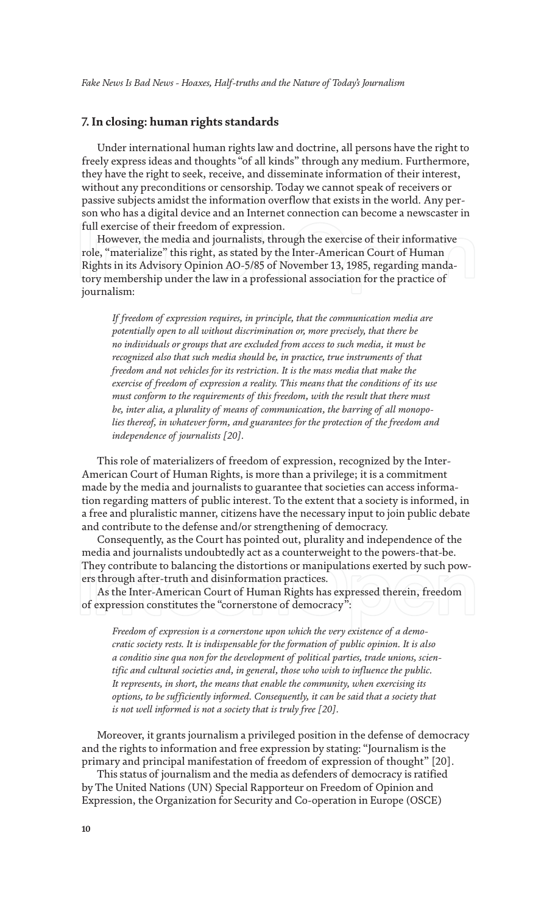## 7. In closing: human rights standards

Under international human rights law and doctrine, all persons have the right to freely express ideas and thoughts "of all kinds" through any medium. Furthermore, they have the right to seek, receive, and disseminate information of their interest, without any preconditions or censorship. Today we cannot speak of receivers or passive subjects amidst the information overflow that exists in the world. Any person who has a digital device and an Internet connection can become a newscaster in full exercise of their freedom of expression.

However, the media and journalists, through the exercise of their informative role, "materialize" this right, as stated by the Inter-American Court of Human Rights in its Advisory Opinion AO-5/85 of November 13, 1985, regarding mandatory membership under the law in a professional association for the practice of journalism:

> *If freedom of expression requires, in principle, that the communication media are potentially open to all without discrimination or, more precisely, that there be no individuals or groups that are excluded from access to such media, it must be recognized also that such media should be, in practice, true instruments of that freedom and not vehicles for its restriction. It is the mass media that make the exercise of freedom of expression a reality. This means that the conditions of its use must conform to the requirements of this freedom, with the result that there must be, inter alia, a plurality of means of communication, the barring of all monopolies thereof, in whatever form, and guarantees for the protection of the freedom and independence of journalists [20].*

This role of materializers of freedom of expression, recognized by the Inter-American Court of Human Rights, is more than a privilege; it is a commitment made by the media and journalists to guarantee that societies can access information regarding matters of public interest. To the extent that a society is informed, in a free and pluralistic manner, citizens have the necessary input to join public debate and contribute to the defense and/or strengthening of democracy.

Consequently, as the Court has pointed out, plurality and independence of the media and journalists undoubtedly act as a counterweight to the powers-that-be. They contribute to balancing the distortions or manipulations exerted by such powers through after-truth and disinformation practices.

As the Inter-American Court of Human Rights has expressed therein, freedom of expression constitutes the "cornerstone of democracy":

> *Freedom of expression is a cornerstone upon which the very existence of a democratic society rests. It is indispensable for the formation of public opinion. It is also a conditio sine qua non for the development of political parties, trade unions, scientific and cultural societies and, in general, those who wish to influence the public. It represents, in short, the means that enable the community, when exercising its options, to be sufficiently informed. Consequently, it can be said that a society that is not well informed is not a society that is truly free [20].*

Moreover, it grants journalism a privileged position in the defense of democracy and the rights to information and free expression by stating: "Journalism is the primary and principal manifestation of freedom of expression of thought" [20].

This status of journalism and the media as defenders of democracy is ratified by The United Nations (UN) Special Rapporteur on Freedom of Opinion and Expression, the Organization for Security and Co-operation in Europe (OSCE)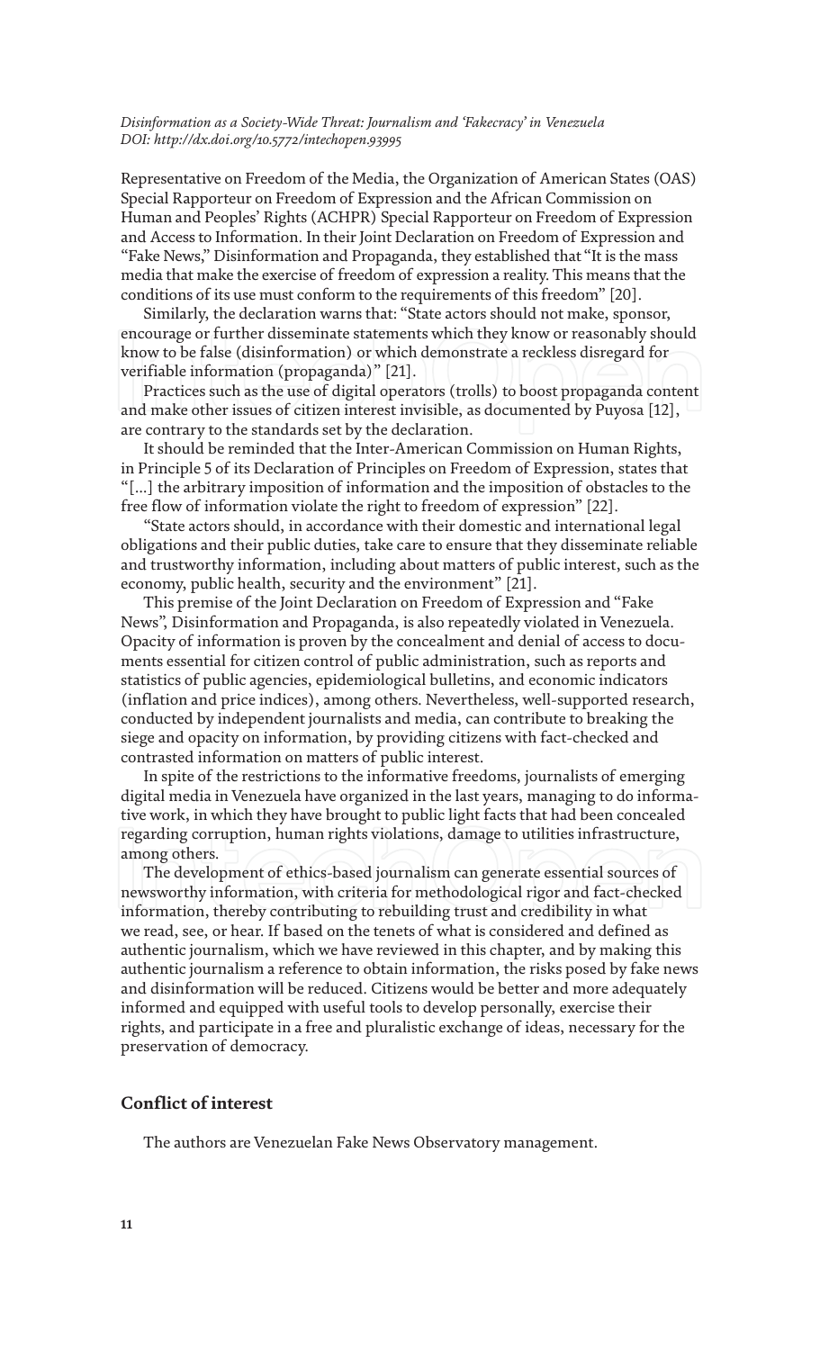Representative on Freedom of the Media, the Organization of American States (OAS) Special Rapporteur on Freedom of Expression and the African Commission on Human and Peoples' Rights (ACHPR) Special Rapporteur on Freedom of Expression and Access to Information. In their Joint Declaration on Freedom of Expression and "Fake News," Disinformation and Propaganda, they established that "It is the mass media that make the exercise of freedom of expression a reality. This means that the conditions of its use must conform to the requirements of this freedom" [20].

Similarly, the declaration warns that: "State actors should not make, sponsor, encourage or further disseminate statements which they know or reasonably should know to be false (disinformation) or which demonstrate a reckless disregard for verifiable information (propaganda)" [21].

Practices such as the use of digital operators (trolls) to boost propaganda content and make other issues of citizen interest invisible, as documented by Puyosa [12], are contrary to the standards set by the declaration.

It should be reminded that the Inter-American Commission on Human Rights, in Principle 5 of its Declaration of Principles on Freedom of Expression, states that "[...] the arbitrary imposition of information and the imposition of obstacles to the free flow of information violate the right to freedom of expression" [22].

"State actors should, in accordance with their domestic and international legal obligations and their public duties, take care to ensure that they disseminate reliable and trustworthy information, including about matters of public interest, such as the economy, public health, security and the environment" [21].

This premise of the Joint Declaration on Freedom of Expression and "Fake News", Disinformation and Propaganda, is also repeatedly violated in Venezuela. Opacity of information is proven by the concealment and denial of access to documents essential for citizen control of public administration, such as reports and statistics of public agencies, epidemiological bulletins, and economic indicators (inflation and price indices), among others. Nevertheless, well-supported research, conducted by independent journalists and media, can contribute to breaking the siege and opacity on information, by providing citizens with fact-checked and contrasted information on matters of public interest.

In spite of the restrictions to the informative freedoms, journalists of emerging digital media in Venezuela have organized in the last years, managing to do informative work, in which they have brought to public light facts that had been concealed regarding corruption, human rights violations, damage to utilities infrastructure, among others.

The development of ethics-based journalism can generate essential sources of newsworthy information, with criteria for methodological rigor and fact-checked information, thereby contributing to rebuilding trust and credibility in what we read, see, or hear. If based on the tenets of what is considered and defined as authentic journalism, which we have reviewed in this chapter, and by making this authentic journalism a reference to obtain information, the risks posed by fake news and disinformation will be reduced. Citizens would be better and more adequately informed and equipped with useful tools to develop personally, exercise their rights, and participate in a free and pluralistic exchange of ideas, necessary for the preservation of democracy.

## Conflict of interest

The authors are Venezuelan Fake News Observatory management.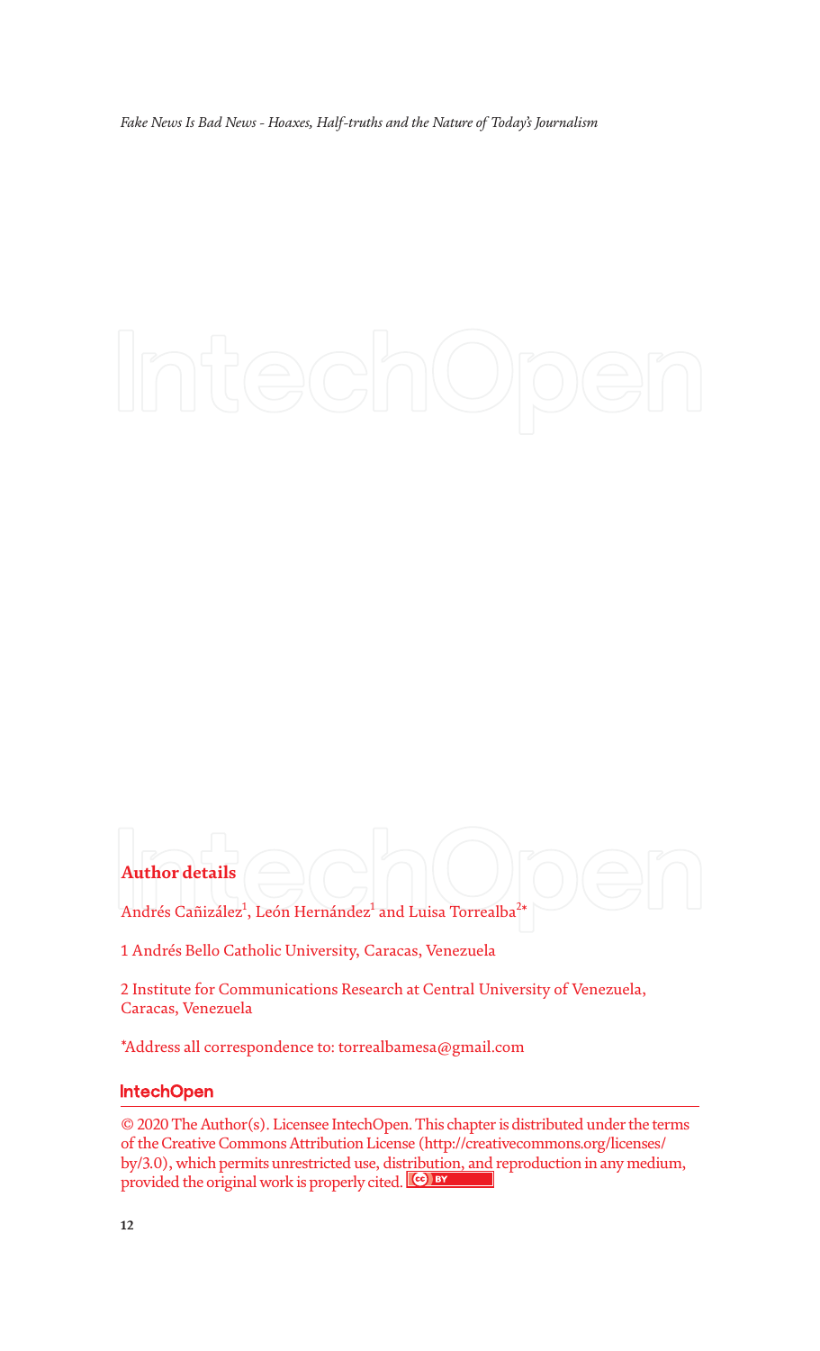## Author details

Andrés Cañizález[1], León Hernández[1] and Luisa Torrealba[2]*

1 Andrés Bello Catholic University, Caracas, Venezuela

2 Institute for Communications Research at Central University of Venezuela, Caracas, Venezuela

*Address all correspondence to: torrealbamesa@gmail.com

© 2020 The Author(s). Licensee IntechOpen. This chapter is distributed under the terms of the Creative Commons Attribution License (http://creativecommons.org/licenses/by/3.0), which permits unrestricted use, distribution, and reproduction in any medium, provided the original work is properly cited.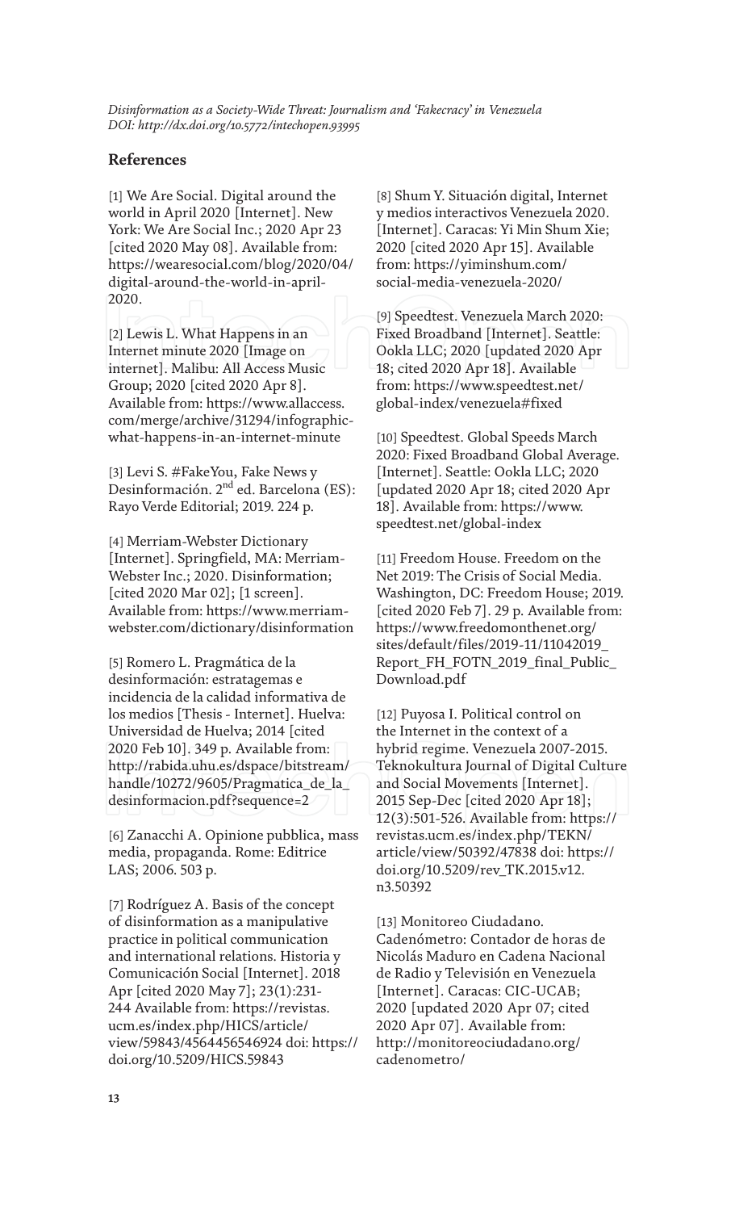## References

[1] We Are Social. Digital around the world in April 2020 [Internet]. New York: We Are Social Inc.; 2020 Apr 23 [cited 2020 May 08]. Available from: https://wearesocial.com/blog/2020/04/digital-around-the-world-in-april-2020.

[2] Lewis L. What Happens in an Internet minute 2020 [Image on internet]. Malibu: All Access Music Group; 2020 [cited 2020 Apr 8]. Available from: https://www.allaccess.com/merge/archive/31294/infographic-what-happens-in-an-internet-minute

[3] Levi S. #FakeYou, Fake News y Desinformación. 2nd ed. Barcelona (ES): Rayo Verde Editorial; 2019. 224 p.

[4] Merriam-Webster Dictionary [Internet]. Springfield, MA: Merriam-Webster Inc.; 2020. Disinformation; [cited 2020 Mar 02]; [1 screen]. Available from: https://www.merriam-webster.com/dictionary/disinformation

[5] Romero L. Pragmática de la desinformación: estratagemas e incidencia de la calidad informativa de los medios [Thesis - Internet]. Huelva: Universidad de Huelva; 2014 [cited 2020 Feb 10]. 349 p. Available from: http://rabida.uhu.es/dspace/bitstream/handle/10272/9605/Pragmatica_de_la_desinformacion.pdf?sequence=2

[6] Zanacchi A. Opinione pubblica, mass media, propaganda. Rome: Editrice LAS; 2006. 503 p.

[7] Rodríguez A. Basis of the concept of disinformation as a manipulative practice in political communication and international relations. Historia y Comunicación Social [Internet]. 2018 Apr [cited 2020 May 7]; 23(1):231-244 Available from: https://revistas.ucm.es/index.php/HICS/article/view/59843/4564456546924 doi: https://doi.org/10.5209/HICS.59843

[8] Shum Y. Situación digital, Internet y medios interactivos Venezuela 2020. [Internet]. Caracas: Yi Min Shum Xie; 2020 [cited 2020 Apr 15]. Available from: https://yiminshum.com/social-media-venezuela-2020/

[9] Speedtest. Venezuela March 2020: Fixed Broadband [Internet]. Seattle: Ookla LLC; 2020 [updated 2020 Apr 18; cited 2020 Apr 18]. Available from: https://www.speedtest.net/global-index/venezuela#fixed

[10] Speedtest. Global Speeds March 2020: Fixed Broadband Global Average. [Internet]. Seattle: Ookla LLC; 2020 [updated 2020 Apr 18; cited 2020 Apr 18]. Available from: https://www.speedtest.net/global-index

[11] Freedom House. Freedom on the Net 2019: The Crisis of Social Media. Washington, DC: Freedom House; 2019. [cited 2020 Feb 7]. 29 p. Available from: https://www.freedomonthenet.org/sites/default/files/2019-11/11042019_Report_FH_FOTN_2019_final_Public_Download.pdf

[12] Puyosa I. Political control on the Internet in the context of a hybrid regime. Venezuela 2007-2015. Teknokultura Journal of Digital Culture and Social Movements [Internet]. 2015 Sep-Dec [cited 2020 Apr 18]; 12(3):501-526. Available from: https://revistas.ucm.es/index.php/TEKN/article/view/50392/47838 doi: https://doi.org/10.5209/rev_TK.2015.v12.n3.50392

[13] Monitoreo Ciudadano. Cadenómetro: Contador de horas de Nicolás Maduro en Cadena Nacional de Radio y Televisión en Venezuela [Internet]. Caracas: CIC-UCAB; 2020 [updated 2020 Apr 07; cited 2020 Apr 07]. Available from: http://monitoreociudadano.org/cadenometro/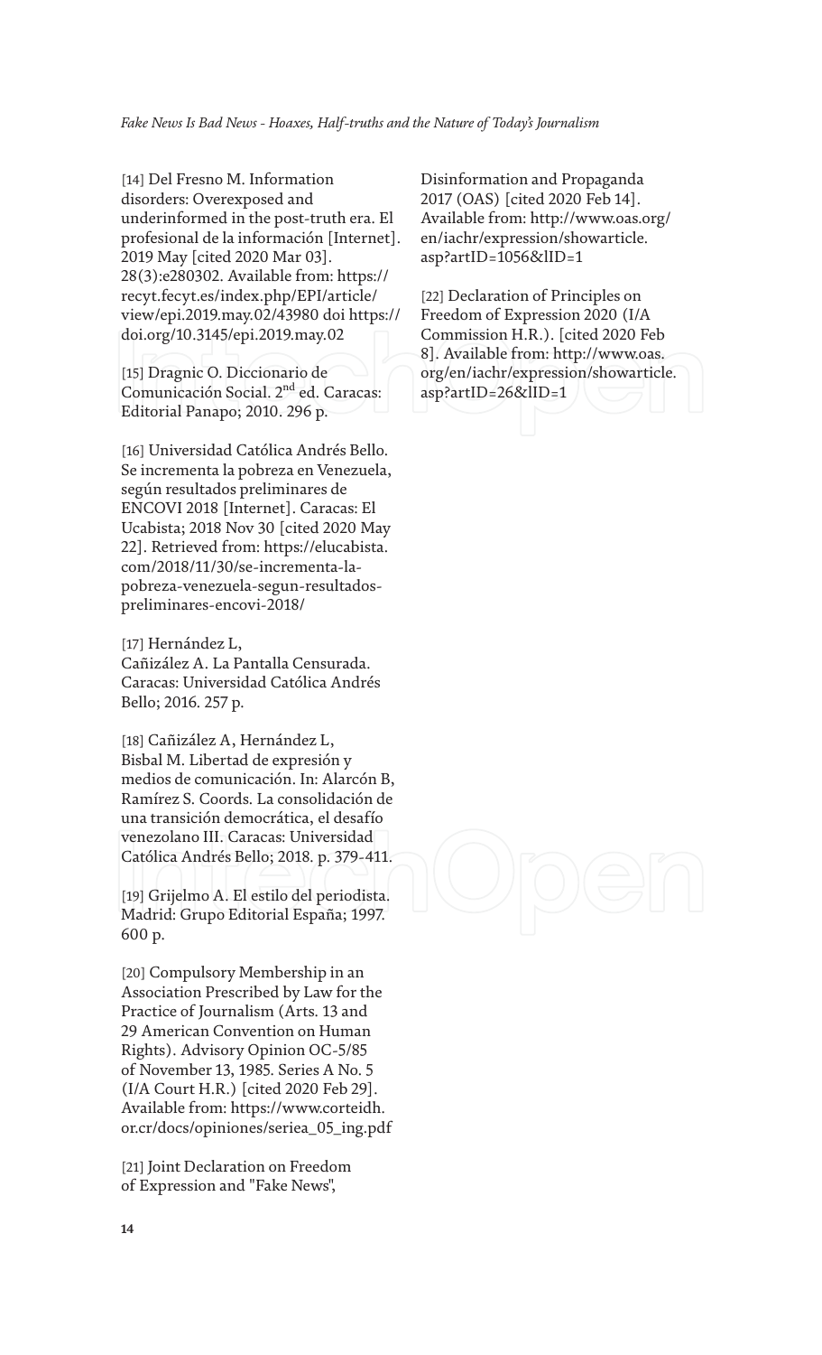[14] Del Fresno M. Information disorders: Overexposed and underinformed in the post-truth era. El profesional de la información [Internet]. 2019 May [cited 2020 Mar 03]. 28(3):e280302. Available from: https://recyt.fecyt.es/index.php/EPI/article/view/epi.2019.may.02/43980 doi https://doi.org/10.3145/epi.2019.may.02

[15] Dragnic O. Diccionario de Comunicación Social. 2nd ed. Caracas: Editorial Panapo; 2010. 296 p.

[16] Universidad Católica Andrés Bello. Se incrementa la pobreza en Venezuela, según resultados preliminares de ENCOVI 2018 [Internet]. Caracas: El Ucabista; 2018 Nov 30 [cited 2020 May 22]. Retrieved from: https://elucabista.com/2018/11/30/se-incrementa-la-pobreza-venezuela-segun-resultados-preliminares-encovi-2018/

[17] Hernández L, Cañizález A. La Pantalla Censurada. Caracas: Universidad Católica Andrés Bello; 2016. 257 p.

[18] Cañizález A, Hernández L, Bisbal M. Libertad de expresión y medios de comunicación. In: Alarcón B, Ramírez S. Coords. La consolidación de una transición democrática, el desafío venezolano III. Caracas: Universidad Católica Andrés Bello; 2018. p. 379-411.

[19] Grijelmo A. El estilo del periodista. Madrid: Grupo Editorial España; 1997. 600 p.

[20] Compulsory Membership in an Association Prescribed by Law for the Practice of Journalism (Arts. 13 and 29 American Convention on Human Rights). Advisory Opinion OC-5/85 of November 13, 1985. Series A No. 5 (I/A Court H.R.) [cited 2020 Feb 29]. Available from: https://www.corteidh.or.cr/docs/opiniones/seriea_05_ing.pdf

[21] Joint Declaration on Freedom of Expression and "Fake News", Disinformation and Propaganda 2017 (OAS) [cited 2020 Feb 14]. Available from: http://www.oas.org/en/iachr/expression/showarticle.asp?artID=1056&lID=1

[22] Declaration of Principles on Freedom of Expression 2020 (I/A Commission H.R.). [cited 2020 Feb 8]. Available from: http://www.oas.org/en/iachr/expression/showarticle.asp?artID=26&lID=1